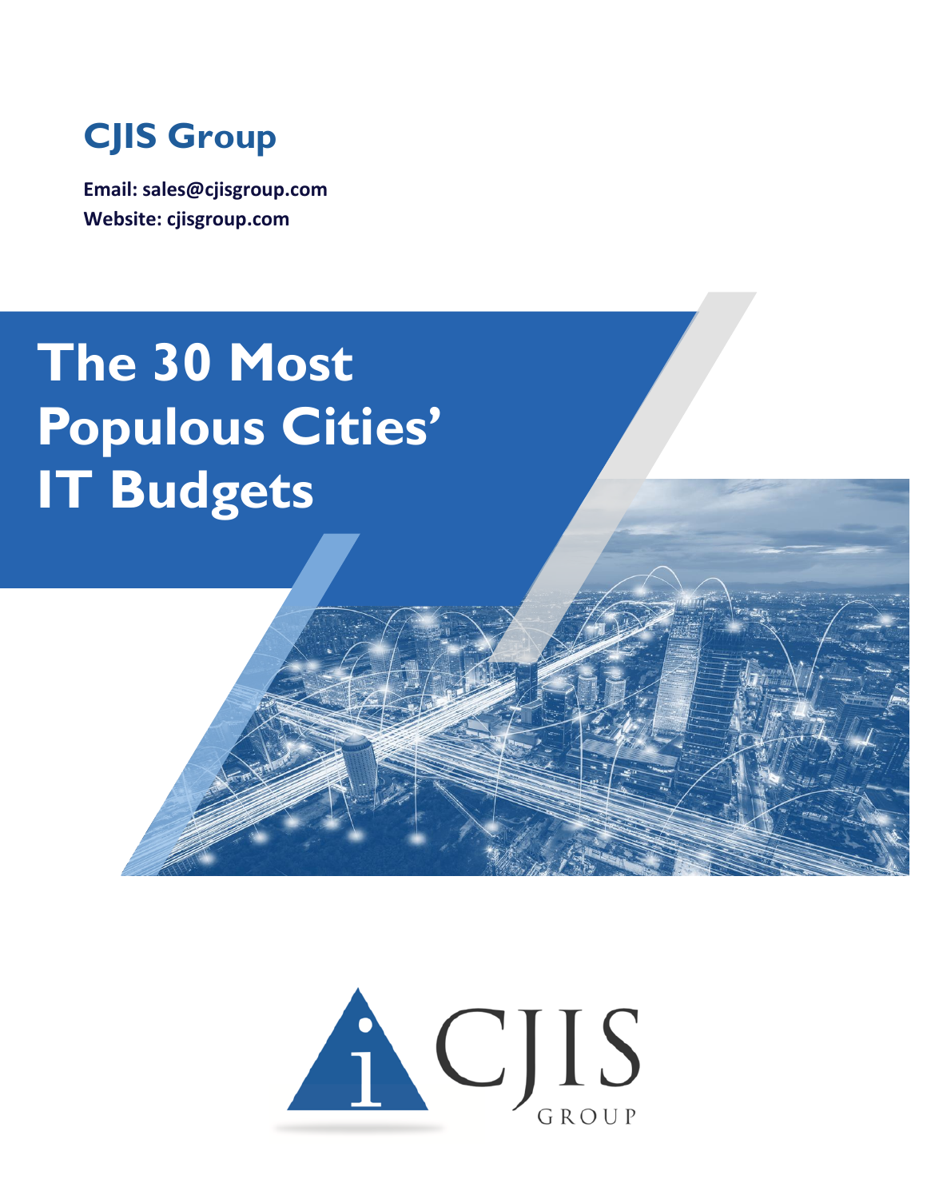# CJIS Group

**Email: sales@cjisgroup.com**
**Website: cjisgroup.com**

# The 30 Most Populous Cities' IT Budgets

CJIS GROUP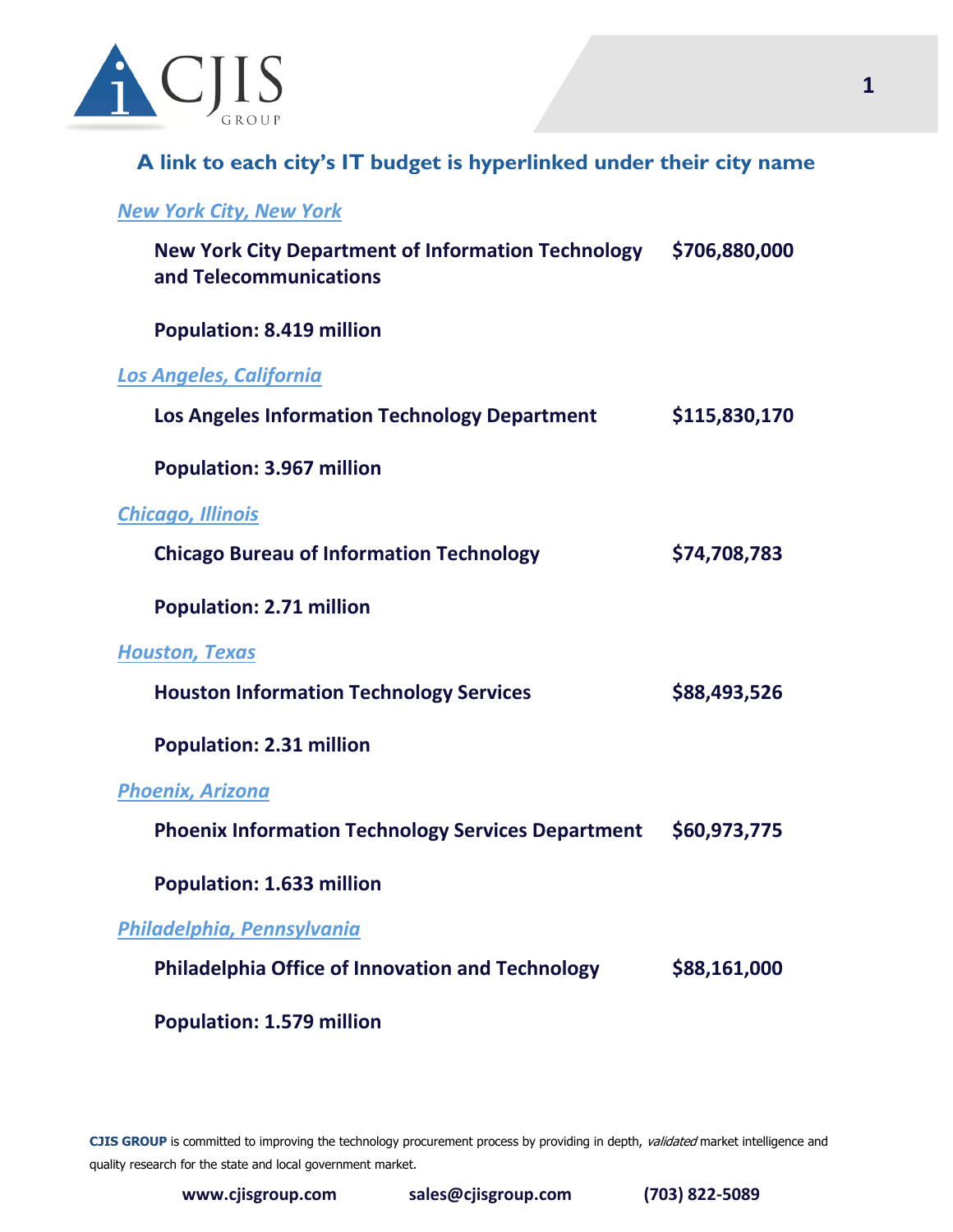## A link to each city's IT budget is hyperlinked under their city name

*New York City, New York*

**New York City Department of Information Technology and Telecommunications** **$706,880,000**

**Population: 8.419 million**

*Los Angeles, California*

**Los Angeles Information Technology Department** **$115,830,170**

**Population: 3.967 million**

*Chicago, Illinois*

**Chicago Bureau of Information Technology** **$74,708,783**

**Population: 2.71 million**

*Houston, Texas*

**Houston Information Technology Services** **$88,493,526**

**Population: 2.31 million**

*Phoenix, Arizona*

**Phoenix Information Technology Services Department** **$60,973,775**

**Population: 1.633 million**

*Philadelphia, Pennsylvania*

**Philadelphia Office of Innovation and Technology** **$88,161,000**

**Population: 1.579 million**

**CJIS GROUP** is committed to improving the technology procurement process by providing in depth, *validated* market intelligence and quality research for the state and local government market.

**www.cjisgroup.com** **sales@cjisgroup.com** **(703) 822-5089**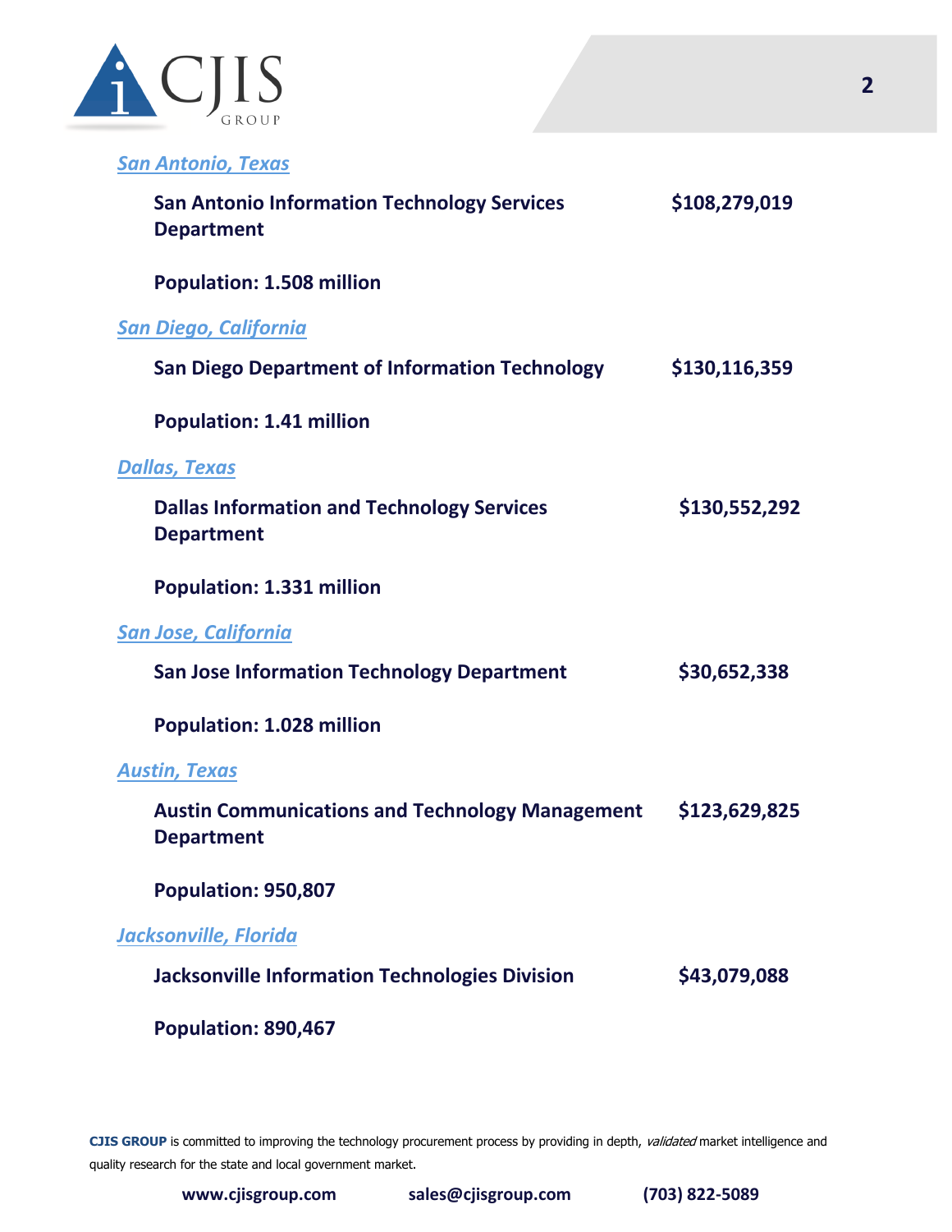[*San Antonio, Texas*]

**San Antonio Information Technology Services Department** **$108,279,019**

**Population: 1.508 million**

[*San Diego, California*]

**San Diego Department of Information Technology** **$130,116,359**

**Population: 1.41 million**

[*Dallas, Texas*]

**Dallas Information and Technology Services Department** **$130,552,292**

**Population: 1.331 million**

[*San Jose, California*]

**San Jose Information Technology Department** **$30,652,338**

**Population: 1.028 million**

[*Austin, Texas*]

**Austin Communications and Technology Management Department** **$123,629,825**

**Population: 950,807**

[*Jacksonville, Florida*]

**Jacksonville Information Technologies Division** **$43,079,088**

**Population: 890,467**

**CJIS GROUP** is committed to improving the technology procurement process by providing in depth, *validated* market intelligence and quality research for the state and local government market.

**www.cjisgroup.com** **sales@cjisgroup.com** **(703) 822-5089**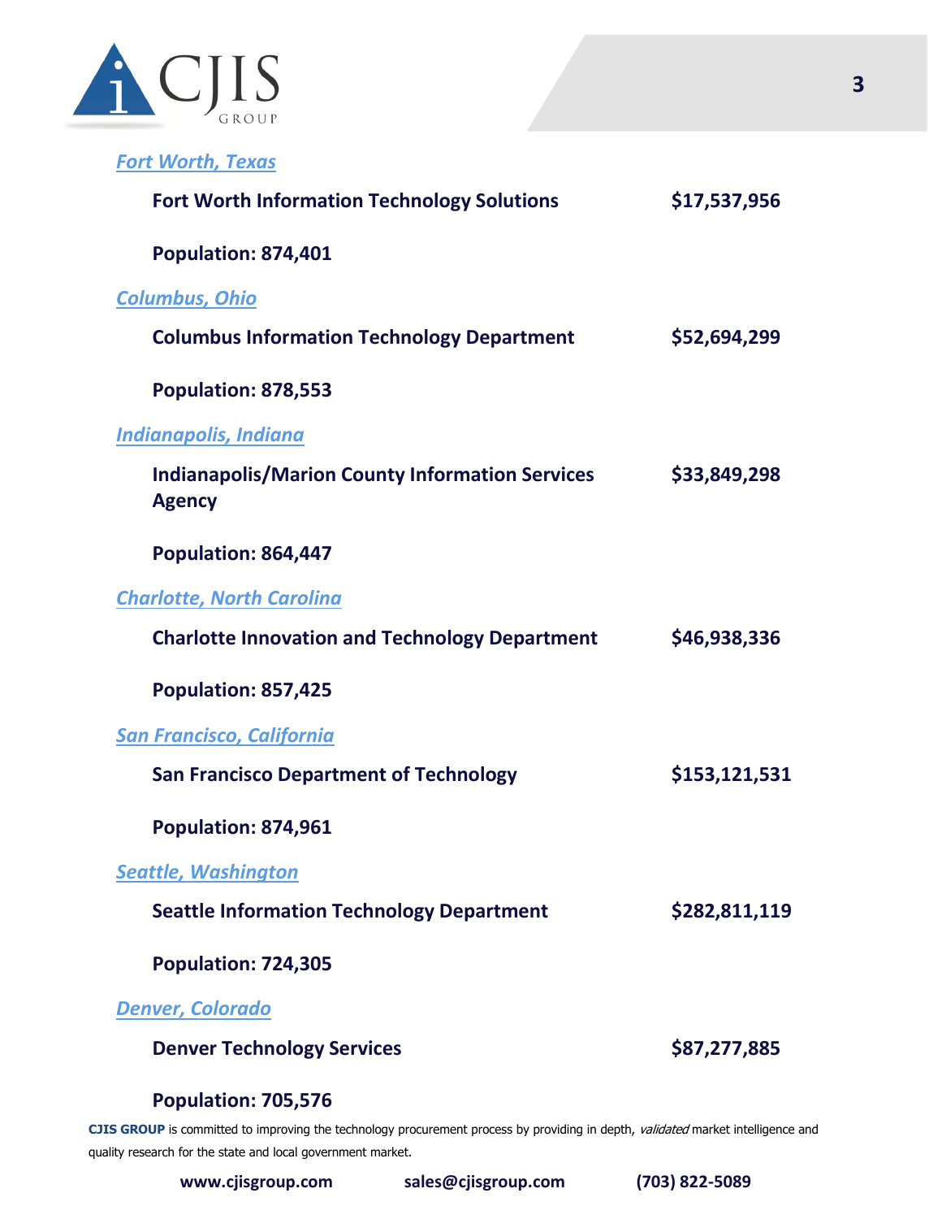[Fort Worth, Texas]()

**Fort Worth Information Technology Solutions** **$17,537,956**

**Population: 874,401**

[Columbus, Ohio]()

**Columbus Information Technology Department** **$52,694,299**

**Population: 878,553**

[Indianapolis, Indiana]()

**Indianapolis/Marion County Information Services Agency** **$33,849,298**

**Population: 864,447**

[Charlotte, North Carolina]()

**Charlotte Innovation and Technology Department** **$46,938,336**

**Population: 857,425**

[San Francisco, California]()

**San Francisco Department of Technology** **$153,121,531**

**Population: 874,961**

[Seattle, Washington]()

**Seattle Information Technology Department** **$282,811,119**

**Population: 724,305**

[Denver, Colorado]()

**Denver Technology Services** **$87,277,885**

**Population: 705,576**

**CJIS GROUP** is committed to improving the technology procurement process by providing in depth, *validated* market intelligence and quality research for the state and local government market.

**www.cjisgroup.com** **sales@cjisgroup.com** **(703) 822-5089**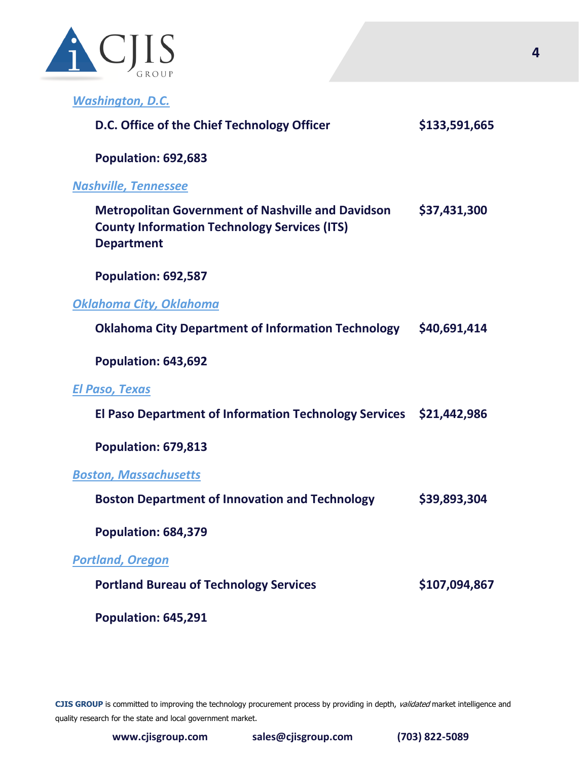[*Washington, D.C.*]()

**D.C. Office of the Chief Technology Officer** **$133,591,665**

**Population: 692,683**

[*Nashville, Tennessee*]()

**Metropolitan Government of Nashville and Davidson County Information Technology Services (ITS) Department** **$37,431,300**

**Population: 692,587**

[*Oklahoma City, Oklahoma*]()

**Oklahoma City Department of Information Technology** **$40,691,414**

**Population: 643,692**

[*El Paso, Texas*]()

**El Paso Department of Information Technology Services** **$21,442,986**

**Population: 679,813**

[*Boston, Massachusetts*]()

**Boston Department of Innovation and Technology** **$39,893,304**

**Population: 684,379**

[*Portland, Oregon*]()

**Portland Bureau of Technology Services** **$107,094,867**

**Population: 645,291**

**CJIS GROUP** is committed to improving the technology procurement process by providing in depth, *validated* market intelligence and quality research for the state and local government market.

**www.cjisgroup.com** **sales@cjisgroup.com** **(703) 822-5089**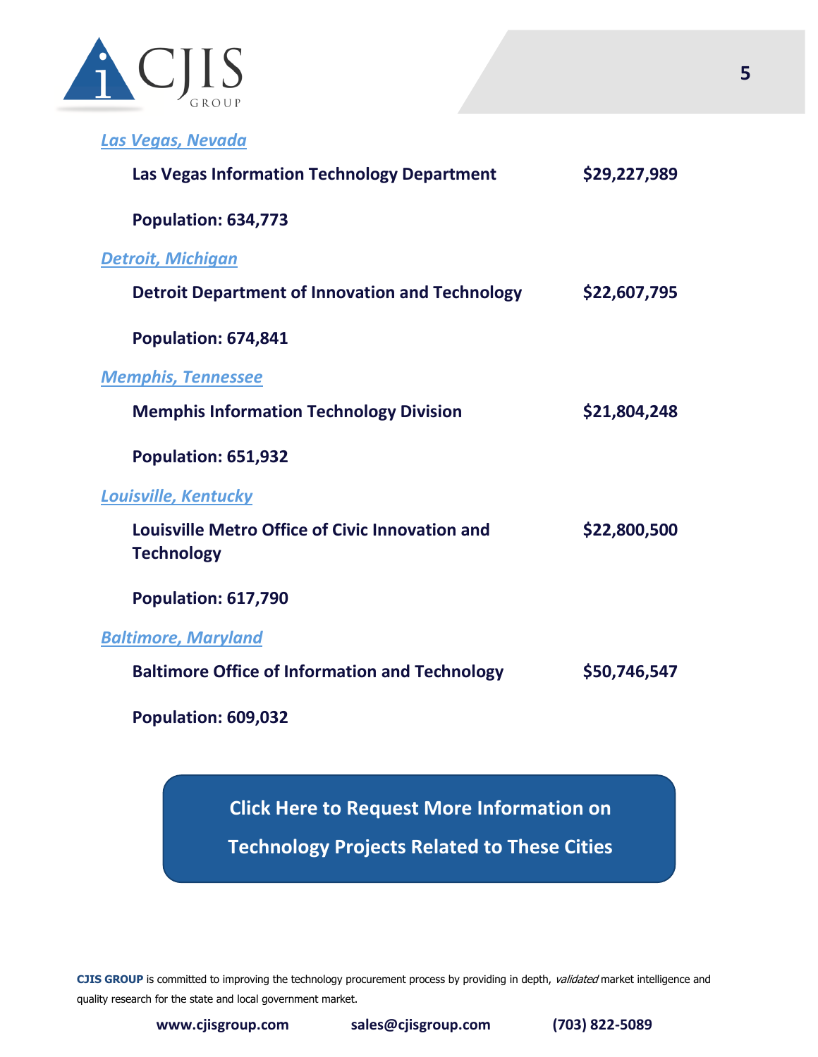*[Las Vegas, Nevada](#)*

**Las Vegas Information Technology Department** **$29,227,989**

**Population: 634,773**

*[Detroit, Michigan](#)*

**Detroit Department of Innovation and Technology** **$22,607,795**

**Population: 674,841**

*[Memphis, Tennessee](#)*

**Memphis Information Technology Division** **$21,804,248**

**Population: 651,932**

*[Louisville, Kentucky](#)*

**Louisville Metro Office of Civic Innovation and Technology** **$22,800,500**

**Population: 617,790**

*[Baltimore, Maryland](#)*

**Baltimore Office of Information and Technology** **$50,746,547**

**Population: 609,032**

**Click Here to Request More Information on Technology Projects Related to These Cities**

**CJIS GROUP** is committed to improving the technology procurement process by providing in depth, *validated* market intelligence and quality research for the state and local government market.

**www.cjisgroup.com** **sales@cjisgroup.com** **(703) 822-5089**